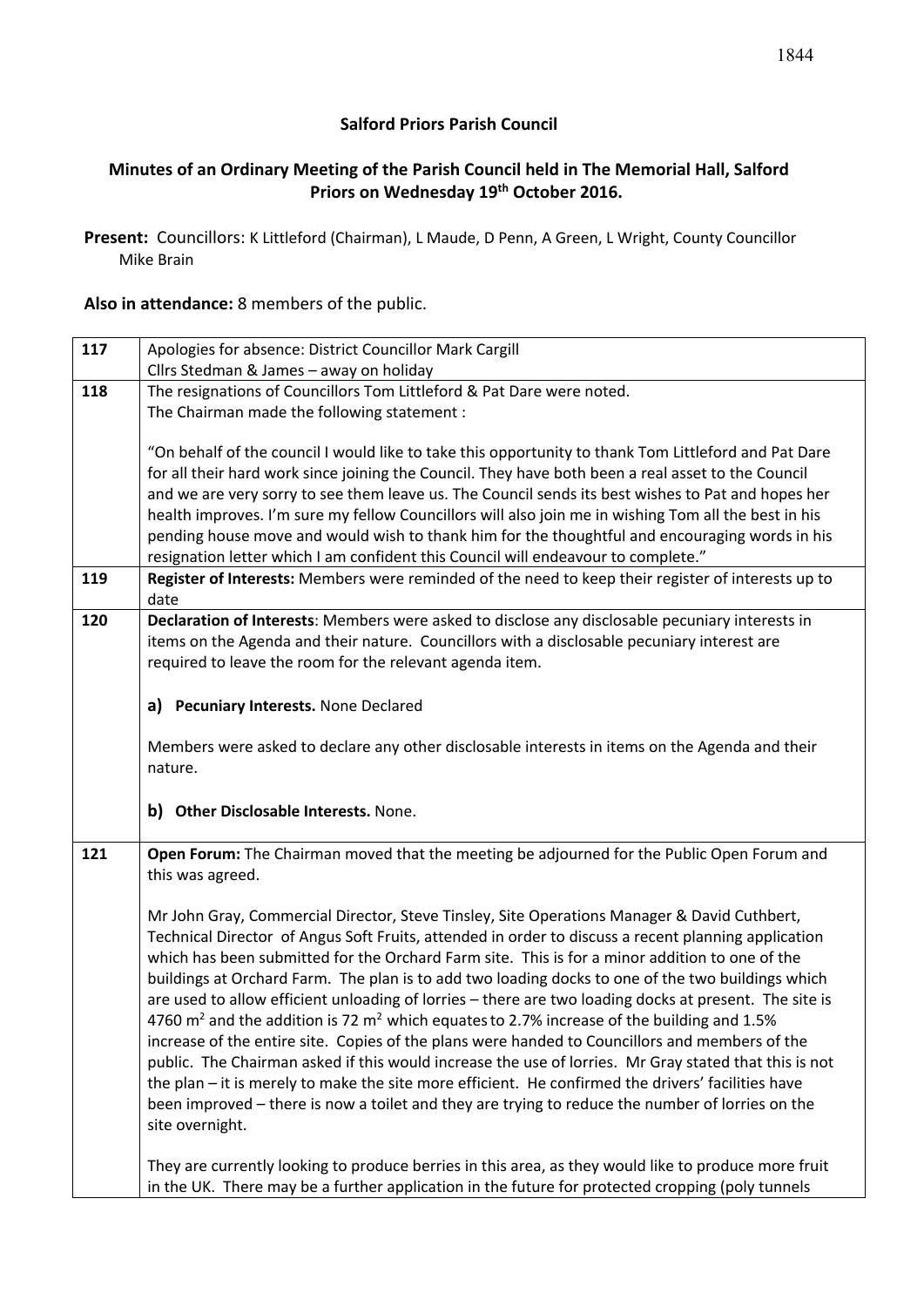**Salford Priors Parish Council**

**Minutes of an Ordinary Meeting of the Parish Council held in The Memorial Hall, Salford Priors on Wednesday 19th October 2016.**

**Present:** Councillors: K Littleford (Chairman), L Maude, D Penn, A Green, L Wright, County Councillor Mike Brain

**Also in attendance:** 8 members of the public.

| | |
|---|---|
| 117 | Apologies for absence: District Councillor Mark Cargill<br>Cllrs Stedman & James – away on holiday |
| 118 | The resignations of Councillors Tom Littleford & Pat Dare were noted.<br>The Chairman made the following statement :<br><br>"On behalf of the council I would like to take this opportunity to thank Tom Littleford and Pat Dare for all their hard work since joining the Council. They have both been a real asset to the Council and we are very sorry to see them leave us. The Council sends its best wishes to Pat and hopes her health improves. I'm sure my fellow Councillors will also join me in wishing Tom all the best in his pending house move and would wish to thank him for the thoughtful and encouraging words in his resignation letter which I am confident this Council will endeavour to complete." |
| 119 | **Register of Interests:** Members were reminded of the need to keep their register of interests up to date |
| 120 | **Declaration of Interests**: Members were asked to disclose any disclosable pecuniary interests in items on the Agenda and their nature. Councillors with a disclosable pecuniary interest are required to leave the room for the relevant agenda item.<br><br>**a) Pecuniary Interests.** None Declared<br><br>Members were asked to declare any other disclosable interests in items on the Agenda and their nature.<br><br>**b) Other Disclosable Interests.** None. |
| 121 | **Open Forum:** The Chairman moved that the meeting be adjourned for the Public Open Forum and this was agreed.<br><br>Mr John Gray, Commercial Director, Steve Tinsley, Site Operations Manager & David Cuthbert, Technical Director of Angus Soft Fruits, attended in order to discuss a recent planning application which has been submitted for the Orchard Farm site. This is for a minor addition to one of the buildings at Orchard Farm. The plan is to add two loading docks to one of the two buildings which are used to allow efficient unloading of lorries – there are two loading docks at present. The site is 4760 $m^2$ and the addition is 72 $m^2$ which equates to 2.7% increase of the building and 1.5% increase of the entire site. Copies of the plans were handed to Councillors and members of the public. The Chairman asked if this would increase the use of lorries. Mr Gray stated that this is not the plan – it is merely to make the site more efficient. He confirmed the drivers' facilities have been improved – there is now a toilet and they are trying to reduce the number of lorries on the site overnight.<br><br>They are currently looking to produce berries in this area, as they would like to produce more fruit in the UK. There may be a further application in the future for protected cropping (poly tunnels |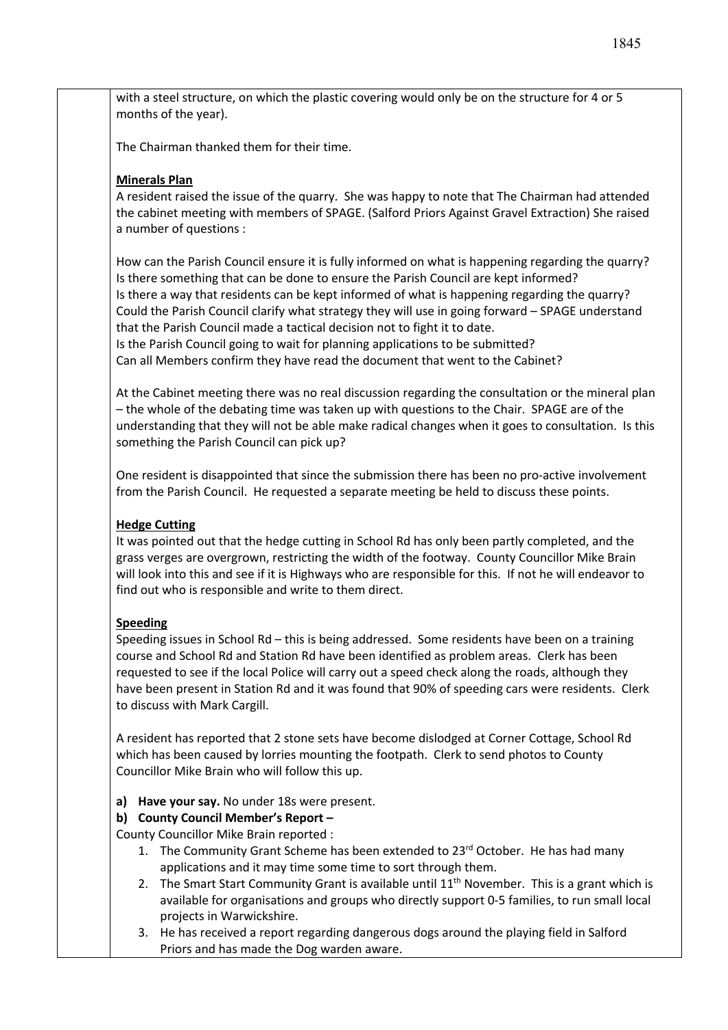with a steel structure, on which the plastic covering would only be on the structure for 4 or 5 months of the year).

The Chairman thanked them for their time.

**Minerals Plan**

A resident raised the issue of the quarry. She was happy to note that The Chairman had attended the cabinet meeting with members of SPAGE. (Salford Priors Against Gravel Extraction) She raised a number of questions :

How can the Parish Council ensure it is fully informed on what is happening regarding the quarry?
Is there something that can be done to ensure the Parish Council are kept informed?
Is there a way that residents can be kept informed of what is happening regarding the quarry?
Could the Parish Council clarify what strategy they will use in going forward – SPAGE understand that the Parish Council made a tactical decision not to fight it to date.
Is the Parish Council going to wait for planning applications to be submitted?
Can all Members confirm they have read the document that went to the Cabinet?

At the Cabinet meeting there was no real discussion regarding the consultation or the mineral plan – the whole of the debating time was taken up with questions to the Chair. SPAGE are of the understanding that they will not be able make radical changes when it goes to consultation. Is this something the Parish Council can pick up?

One resident is disappointed that since the submission there has been no pro-active involvement from the Parish Council. He requested a separate meeting be held to discuss these points.

**Hedge Cutting**

It was pointed out that the hedge cutting in School Rd has only been partly completed, and the grass verges are overgrown, restricting the width of the footway. County Councillor Mike Brain will look into this and see if it is Highways who are responsible for this. If not he will endeavor to find out who is responsible and write to them direct.

**Speeding**

Speeding issues in School Rd – this is being addressed. Some residents have been on a training course and School Rd and Station Rd have been identified as problem areas. Clerk has been requested to see if the local Police will carry out a speed check along the roads, although they have been present in Station Rd and it was found that 90% of speeding cars were residents. Clerk to discuss with Mark Cargill.

A resident has reported that 2 stone sets have become dislodged at Corner Cottage, School Rd which has been caused by lorries mounting the footpath. Clerk to send photos to County Councillor Mike Brain who will follow this up.

a) **Have your say.** No under 18s were present.
b) **County Council Member's Report –**

County Councillor Mike Brain reported :

1. The Community Grant Scheme has been extended to 23rd October. He has had many applications and it may time some time to sort through them.
2. The Smart Start Community Grant is available until 11th November. This is a grant which is available for organisations and groups who directly support 0-5 families, to run small local projects in Warwickshire.
3. He has received a report regarding dangerous dogs around the playing field in Salford Priors and has made the Dog warden aware.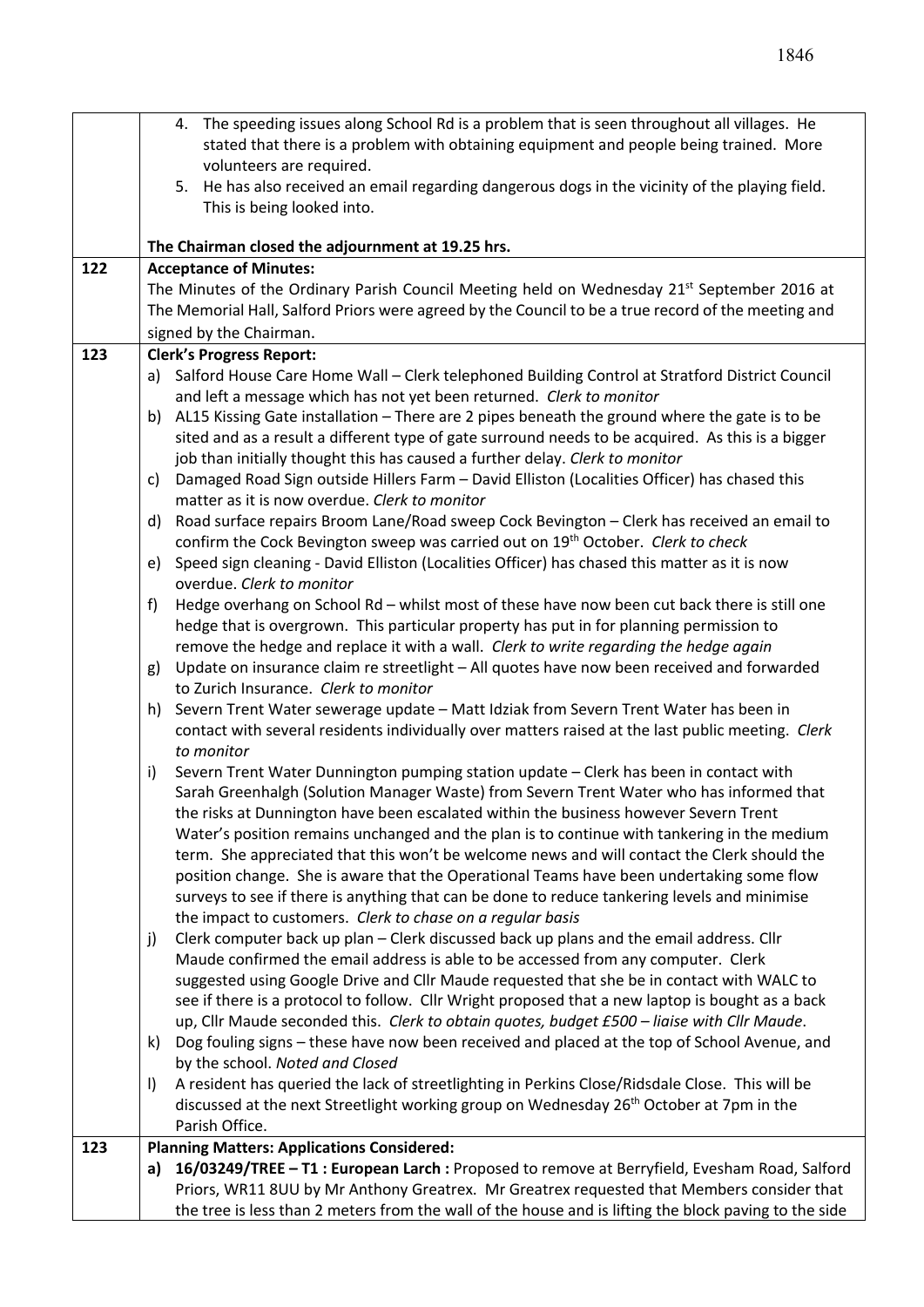| | |
|---|---|
| | 4. The speeding issues along School Rd is a problem that is seen throughout all villages. He stated that there is a problem with obtaining equipment and people being trained. More volunteers are required.<br>5. He has also received an email regarding dangerous dogs in the vicinity of the playing field. This is being looked into.<br><br>**The Chairman closed the adjournment at 19.25 hrs.** |
| 122 | **Acceptance of Minutes:**<br>The Minutes of the Ordinary Parish Council Meeting held on Wednesday 21st September 2016 at The Memorial Hall, Salford Priors were agreed by the Council to be a true record of the meeting and signed by the Chairman. |
| 123 | **Clerk's Progress Report:**<br>a) Salford House Care Home Wall – Clerk telephoned Building Control at Stratford District Council and left a message which has not yet been returned. *Clerk to monitor*<br>b) AL15 Kissing Gate installation – There are 2 pipes beneath the ground where the gate is to be sited and as a result a different type of gate surround needs to be acquired. As this is a bigger job than initially thought this has caused a further delay. *Clerk to monitor*<br>c) Damaged Road Sign outside Hillers Farm – David Elliston (Localities Officer) has chased this matter as it is now overdue. *Clerk to monitor*<br>d) Road surface repairs Broom Lane/Road sweep Cock Bevington – Clerk has received an email to confirm the Cock Bevington sweep was carried out on 19th October. *Clerk to check*<br>e) Speed sign cleaning - David Elliston (Localities Officer) has chased this matter as it is now overdue. *Clerk to monitor*<br>f) Hedge overhang on School Rd – whilst most of these have now been cut back there is still one hedge that is overgrown. This particular property has put in for planning permission to remove the hedge and replace it with a wall. *Clerk to write regarding the hedge again*<br>g) Update on insurance claim re streetlight – All quotes have now been received and forwarded to Zurich Insurance. *Clerk to monitor*<br>h) Severn Trent Water sewerage update – Matt Idziak from Severn Trent Water has been in contact with several residents individually over matters raised at the last public meeting. *Clerk to monitor*<br>i) Severn Trent Water Dunnington pumping station update – Clerk has been in contact with Sarah Greenhalgh (Solution Manager Waste) from Severn Trent Water who has informed that the risks at Dunnington have been escalated within the business however Severn Trent Water's position remains unchanged and the plan is to continue with tankering in the medium term. She appreciated that this won't be welcome news and will contact the Clerk should the position change. She is aware that the Operational Teams have been undertaking some flow surveys to see if there is anything that can be done to reduce tankering levels and minimise the impact to customers. *Clerk to chase on a regular basis*<br>j) Clerk computer back up plan – Clerk discussed back up plans and the email address. Cllr Maude confirmed the email address is able to be accessed from any computer. Clerk suggested using Google Drive and Cllr Maude requested that she be in contact with WALC to see if there is a protocol to follow. Cllr Wright proposed that a new laptop is bought as a back up, Cllr Maude seconded this. *Clerk to obtain quotes, budget £500 – liaise with Cllr Maude*.<br>k) Dog fouling signs – these have now been received and placed at the top of School Avenue, and by the school. *Noted and Closed*<br>l) A resident has queried the lack of streetlighting in Perkins Close/Ridsdale Close. This will be discussed at the next Streetlight working group on Wednesday 26th October at 7pm in the Parish Office. |
| 123 | **Planning Matters: Applications Considered:**<br>**a) 16/03249/TREE – T1 : European Larch :** Proposed to remove at Berryfield, Evesham Road, Salford Priors, WR11 8UU by Mr Anthony Greatrex. Mr Greatrex requested that Members consider that the tree is less than 2 meters from the wall of the house and is lifting the block paving to the side |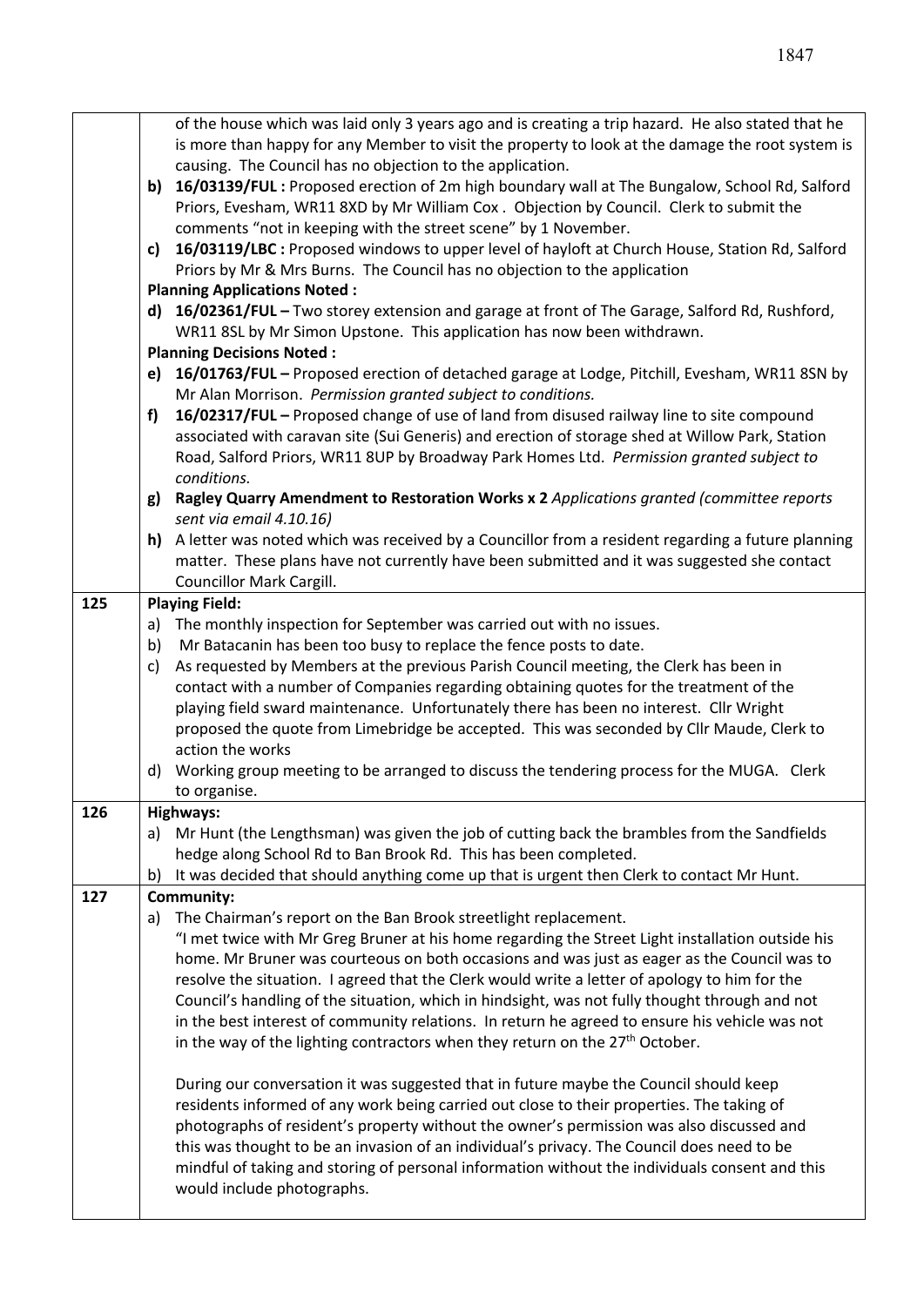| | |
|---|---|
| | of the house which was laid only 3 years ago and is creating a trip hazard. He also stated that he is more than happy for any Member to visit the property to look at the damage the root system is causing. The Council has no objection to the application.<br>**b) 16/03139/FUL :** Proposed erection of 2m high boundary wall at The Bungalow, School Rd, Salford Priors, Evesham, WR11 8XD by Mr William Cox . Objection by Council. Clerk to submit the comments "not in keeping with the street scene" by 1 November.<br>**c) 16/03119/LBC :** Proposed windows to upper level of hayloft at Church House, Station Rd, Salford Priors by Mr & Mrs Burns. The Council has no objection to the application<br>**Planning Applications Noted :**<br>**d) 16/02361/FUL –** Two storey extension and garage at front of The Garage, Salford Rd, Rushford, WR11 8SL by Mr Simon Upstone. This application has now been withdrawn.<br>**Planning Decisions Noted :**<br>**e) 16/01763/FUL –** Proposed erection of detached garage at Lodge, Pitchill, Evesham, WR11 8SN by Mr Alan Morrison. *Permission granted subject to conditions.*<br>**f) 16/02317/FUL –** Proposed change of use of land from disused railway line to site compound associated with caravan site (Sui Generis) and erection of storage shed at Willow Park, Station Road, Salford Priors, WR11 8UP by Broadway Park Homes Ltd. *Permission granted subject to conditions.*<br>**g) Ragley Quarry Amendment to Restoration Works x 2** *Applications granted (committee reports sent via email 4.10.16)*<br>**h)** A letter was noted which was received by a Councillor from a resident regarding a future planning matter. These plans have not currently have been submitted and it was suggested she contact Councillor Mark Cargill. |
| **125** | **Playing Field:**<br>a) The monthly inspection for September was carried out with no issues.<br>b) Mr Batacanin has been too busy to replace the fence posts to date.<br>c) As requested by Members at the previous Parish Council meeting, the Clerk has been in contact with a number of Companies regarding obtaining quotes for the treatment of the playing field sward maintenance. Unfortunately there has been no interest. Cllr Wright proposed the quote from Limebridge be accepted. This was seconded by Cllr Maude, Clerk to action the works<br>d) Working group meeting to be arranged to discuss the tendering process for the MUGA. Clerk to organise. |
| **126** | **Highways:**<br>a) Mr Hunt (the Lengthsman) was given the job of cutting back the brambles from the Sandfields hedge along School Rd to Ban Brook Rd. This has been completed.<br>b) It was decided that should anything come up that is urgent then Clerk to contact Mr Hunt. |
| **127** | **Community:**<br>a) The Chairman's report on the Ban Brook streetlight replacement.<br>"I met twice with Mr Greg Bruner at his home regarding the Street Light installation outside his home. Mr Bruner was courteous on both occasions and was just as eager as the Council was to resolve the situation. I agreed that the Clerk would write a letter of apology to him for the Council's handling of the situation, which in hindsight, was not fully thought through and not in the best interest of community relations. In return he agreed to ensure his vehicle was not in the way of the lighting contractors when they return on the 27th October.<br><br>During our conversation it was suggested that in future maybe the Council should keep residents informed of any work being carried out close to their properties. The taking of photographs of resident's property without the owner's permission was also discussed and this was thought to be an invasion of an individual's privacy. The Council does need to be mindful of taking and storing of personal information without the individuals consent and this would include photographs. |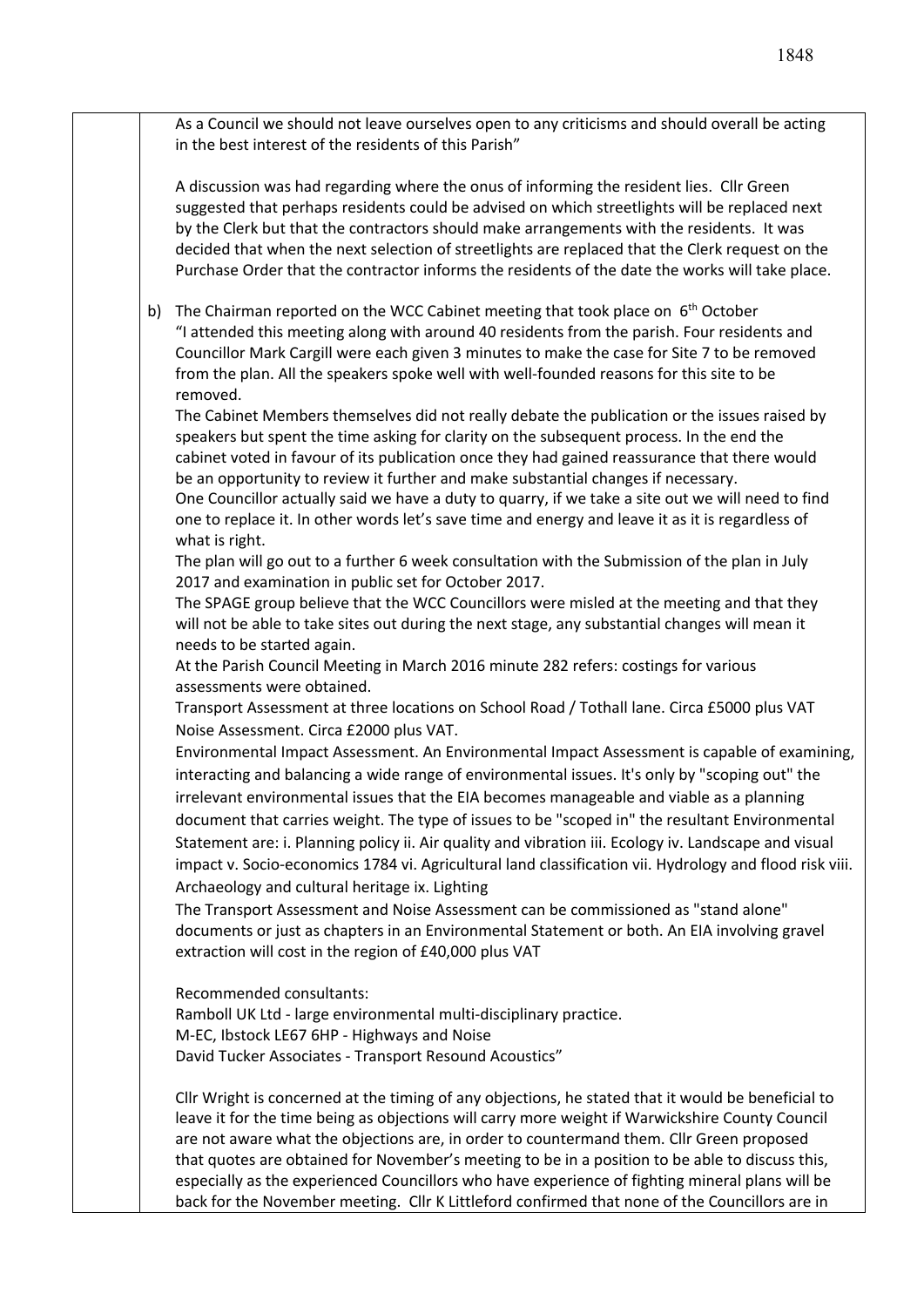As a Council we should not leave ourselves open to any criticisms and should overall be acting in the best interest of the residents of this Parish"

A discussion was had regarding where the onus of informing the resident lies. Cllr Green suggested that perhaps residents could be advised on which streetlights will be replaced next by the Clerk but that the contractors should make arrangements with the residents. It was decided that when the next selection of streetlights are replaced that the Clerk request on the Purchase Order that the contractor informs the residents of the date the works will take place.

b) The Chairman reported on the WCC Cabinet meeting that took place on 6th October "I attended this meeting along with around 40 residents from the parish. Four residents and Councillor Mark Cargill were each given 3 minutes to make the case for Site 7 to be removed from the plan. All the speakers spoke well with well-founded reasons for this site to be removed.
The Cabinet Members themselves did not really debate the publication or the issues raised by speakers but spent the time asking for clarity on the subsequent process. In the end the cabinet voted in favour of its publication once they had gained reassurance that there would be an opportunity to review it further and make substantial changes if necessary.
One Councillor actually said we have a duty to quarry, if we take a site out we will need to find one to replace it. In other words let's save time and energy and leave it as it is regardless of what is right.
The plan will go out to a further 6 week consultation with the Submission of the plan in July 2017 and examination in public set for October 2017.
The SPAGE group believe that the WCC Councillors were misled at the meeting and that they will not be able to take sites out during the next stage, any substantial changes will mean it needs to be started again.
At the Parish Council Meeting in March 2016 minute 282 refers: costings for various assessments were obtained.
Transport Assessment at three locations on School Road / Tothall lane. Circa £5000 plus VAT
Noise Assessment. Circa £2000 plus VAT.
Environmental Impact Assessment. An Environmental Impact Assessment is capable of examining, interacting and balancing a wide range of environmental issues. It's only by "scoping out" the irrelevant environmental issues that the EIA becomes manageable and viable as a planning document that carries weight. The type of issues to be "scoped in" the resultant Environmental Statement are: i. Planning policy ii. Air quality and vibration iii. Ecology iv. Landscape and visual impact v. Socio-economics 1784 vi. Agricultural land classification vii. Hydrology and flood risk viii. Archaeology and cultural heritage ix. Lighting
The Transport Assessment and Noise Assessment can be commissioned as "stand alone" documents or just as chapters in an Environmental Statement or both. An EIA involving gravel extraction will cost in the region of £40,000 plus VAT

Recommended consultants:
Ramboll UK Ltd - large environmental multi-disciplinary practice.
M-EC, Ibstock LE67 6HP - Highways and Noise
David Tucker Associates - Transport Resound Acoustics"

Cllr Wright is concerned at the timing of any objections, he stated that it would be beneficial to leave it for the time being as objections will carry more weight if Warwickshire County Council are not aware what the objections are, in order to countermand them. Cllr Green proposed that quotes are obtained for November's meeting to be in a position to be able to discuss this, especially as the experienced Councillors who have experience of fighting mineral plans will be back for the November meeting. Cllr K Littleford confirmed that none of the Councillors are in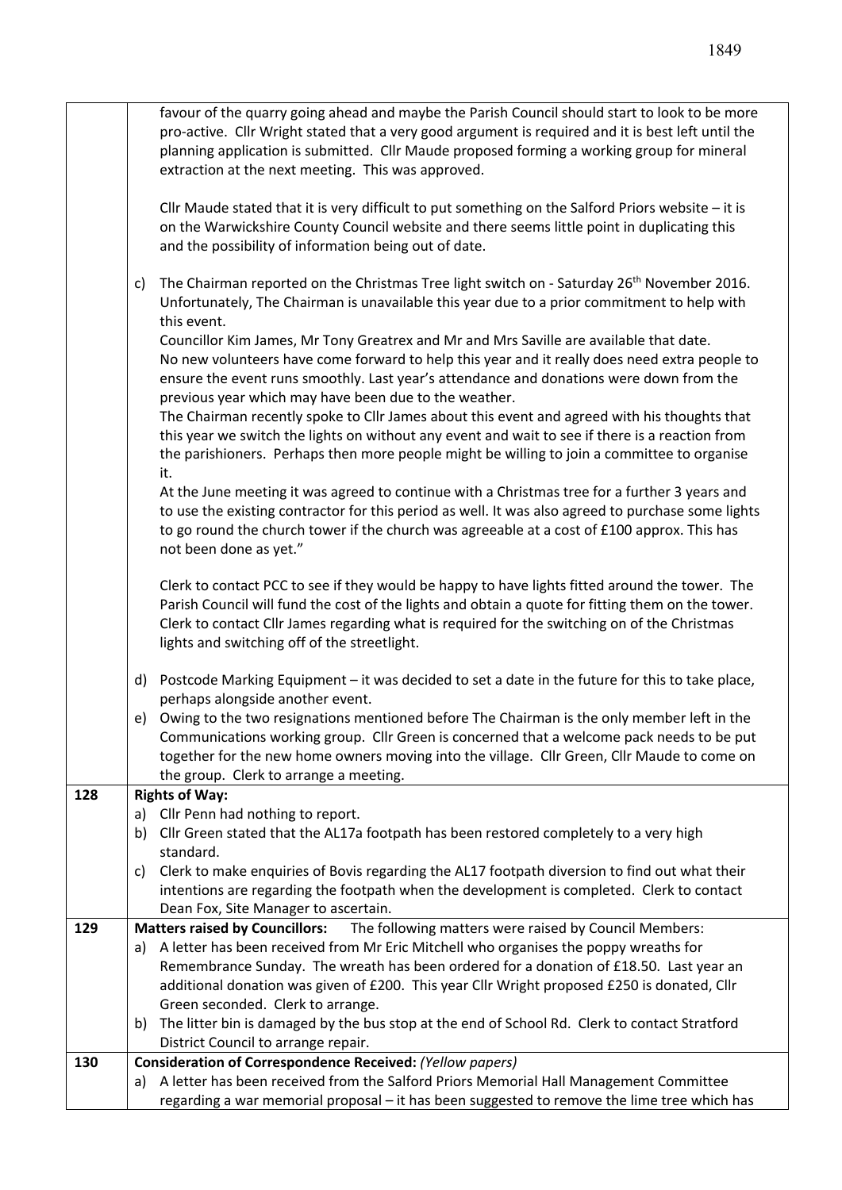| | |
|---|---|
| | favour of the quarry going ahead and maybe the Parish Council should start to look to be more pro-active. Cllr Wright stated that a very good argument is required and it is best left until the planning application is submitted. Cllr Maude proposed forming a working group for mineral extraction at the next meeting. This was approved.<br><br>Cllr Maude stated that it is very difficult to put something on the Salford Priors website – it is on the Warwickshire County Council website and there seems little point in duplicating this and the possibility of information being out of date.<br><br>c) The Chairman reported on the Christmas Tree light switch on - Saturday 26th November 2016. Unfortunately, The Chairman is unavailable this year due to a prior commitment to help with this event.<br>Councillor Kim James, Mr Tony Greatrex and Mr and Mrs Saville are available that date. No new volunteers have come forward to help this year and it really does need extra people to ensure the event runs smoothly. Last year's attendance and donations were down from the previous year which may have been due to the weather.<br>The Chairman recently spoke to Cllr James about this event and agreed with his thoughts that this year we switch the lights on without any event and wait to see if there is a reaction from the parishioners. Perhaps then more people might be willing to join a committee to organise it.<br>At the June meeting it was agreed to continue with a Christmas tree for a further 3 years and to use the existing contractor for this period as well. It was also agreed to purchase some lights to go round the church tower if the church was agreeable at a cost of £100 approx. This has not been done as yet."<br><br>Clerk to contact PCC to see if they would be happy to have lights fitted around the tower. The Parish Council will fund the cost of the lights and obtain a quote for fitting them on the tower. Clerk to contact Cllr James regarding what is required for the switching on of the Christmas lights and switching off of the streetlight.<br><br>d) Postcode Marking Equipment – it was decided to set a date in the future for this to take place, perhaps alongside another event.<br>e) Owing to the two resignations mentioned before The Chairman is the only member left in the Communications working group. Cllr Green is concerned that a welcome pack needs to be put together for the new home owners moving into the village. Cllr Green, Cllr Maude to come on the group. Clerk to arrange a meeting. |
| 128 | **Rights of Way:**<br>a) Cllr Penn had nothing to report.<br>b) Cllr Green stated that the AL17a footpath has been restored completely to a very high standard.<br>c) Clerk to make enquiries of Bovis regarding the AL17 footpath diversion to find out what their intentions are regarding the footpath when the development is completed. Clerk to contact Dean Fox, Site Manager to ascertain. |
| 129 | **Matters raised by Councillors:** The following matters were raised by Council Members:<br>a) A letter has been received from Mr Eric Mitchell who organises the poppy wreaths for Remembrance Sunday. The wreath has been ordered for a donation of £18.50. Last year an additional donation was given of £200. This year Cllr Wright proposed £250 is donated, Cllr Green seconded. Clerk to arrange.<br>b) The litter bin is damaged by the bus stop at the end of School Rd. Clerk to contact Stratford District Council to arrange repair. |
| 130 | **Consideration of Correspondence Received:** *(Yellow papers)*<br>a) A letter has been received from the Salford Priors Memorial Hall Management Committee regarding a war memorial proposal – it has been suggested to remove the lime tree which has |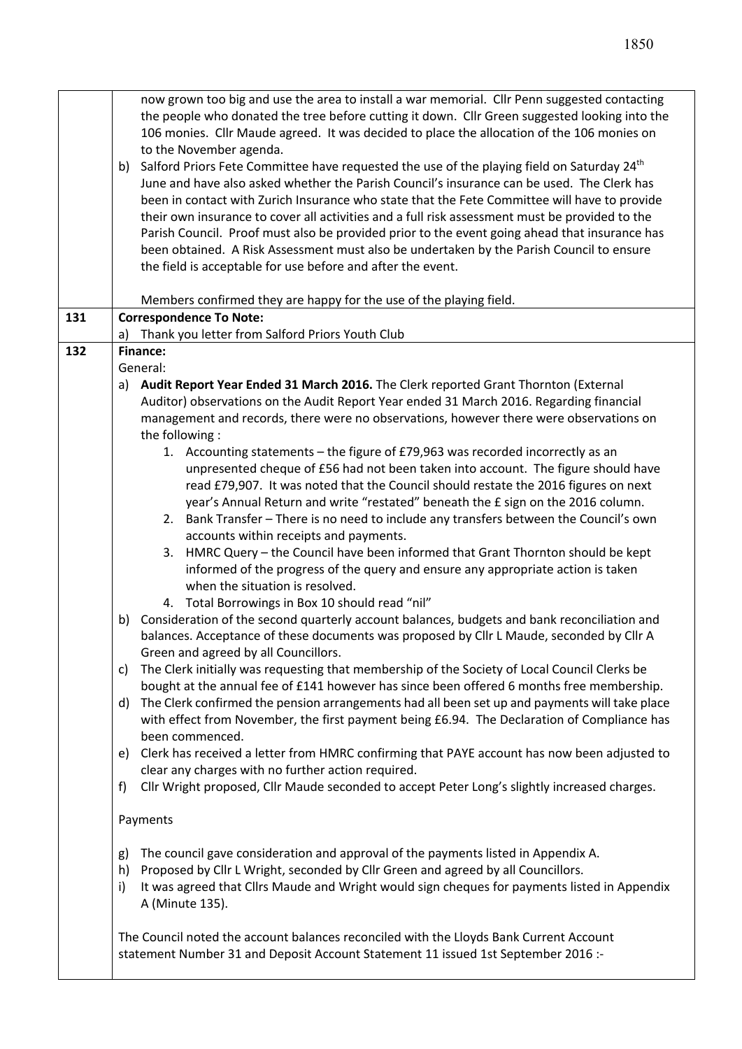| | |
|---|---|
| | now grown too big and use the area to install a war memorial. Cllr Penn suggested contacting the people who donated the tree before cutting it down. Cllr Green suggested looking into the 106 monies. Cllr Maude agreed. It was decided to place the allocation of the 106 monies on to the November agenda.<br>b) Salford Priors Fete Committee have requested the use of the playing field on Saturday 24th June and have also asked whether the Parish Council's insurance can be used. The Clerk has been in contact with Zurich Insurance who state that the Fete Committee will have to provide their own insurance to cover all activities and a full risk assessment must be provided to the Parish Council. Proof must also be provided prior to the event going ahead that insurance has been obtained. A Risk Assessment must also be undertaken by the Parish Council to ensure the field is acceptable for use before and after the event.<br><br>Members confirmed they are happy for the use of the playing field. |
| **131** | **Correspondence To Note:**<br>a) Thank you letter from Salford Priors Youth Club |
| **132** | **Finance:**<br>General:<br>a) **Audit Report Year Ended 31 March 2016.** The Clerk reported Grant Thornton (External Auditor) observations on the Audit Report Year ended 31 March 2016. Regarding financial management and records, there were no observations, however there were observations on the following :<br>1. Accounting statements – the figure of £79,963 was recorded incorrectly as an unpresented cheque of £56 had not been taken into account. The figure should have read £79,907. It was noted that the Council should restate the 2016 figures on next year's Annual Return and write "restated" beneath the £ sign on the 2016 column.<br>2. Bank Transfer – There is no need to include any transfers between the Council's own accounts within receipts and payments.<br>3. HMRC Query – the Council have been informed that Grant Thornton should be kept informed of the progress of the query and ensure any appropriate action is taken when the situation is resolved.<br>4. Total Borrowings in Box 10 should read "nil"<br>b) Consideration of the second quarterly account balances, budgets and bank reconciliation and balances. Acceptance of these documents was proposed by Cllr L Maude, seconded by Cllr A Green and agreed by all Councillors.<br>c) The Clerk initially was requesting that membership of the Society of Local Council Clerks be bought at the annual fee of £141 however has since been offered 6 months free membership.<br>d) The Clerk confirmed the pension arrangements had all been set up and payments will take place with effect from November, the first payment being £6.94. The Declaration of Compliance has been commenced.<br>e) Clerk has received a letter from HMRC confirming that PAYE account has now been adjusted to clear any charges with no further action required.<br>f) Cllr Wright proposed, Cllr Maude seconded to accept Peter Long's slightly increased charges.<br><br>Payments<br><br>g) The council gave consideration and approval of the payments listed in Appendix A.<br>h) Proposed by Cllr L Wright, seconded by Cllr Green and agreed by all Councillors.<br>i) It was agreed that Cllrs Maude and Wright would sign cheques for payments listed in Appendix A (Minute 135).<br><br>The Council noted the account balances reconciled with the Lloyds Bank Current Account statement Number 31 and Deposit Account Statement 11 issued 1st September 2016 :- |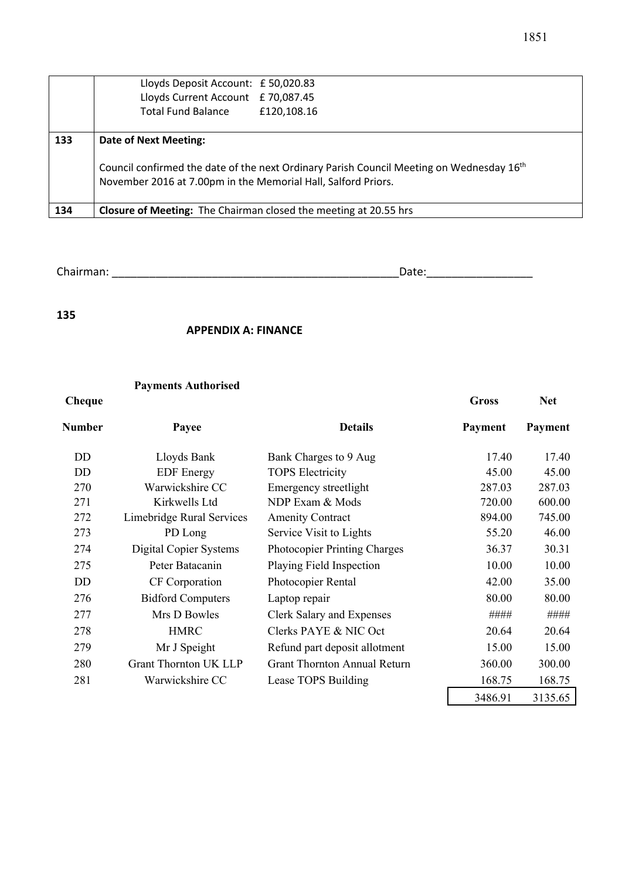| | |
|---|---|
| | Lloyds Deposit Account: £ 50,020.83<br>Lloyds Current Account £ 70,087.45<br>Total Fund Balance £120,108.16 |
| **133** | **Date of Next Meeting:**<br><br>Council confirmed the date of the next Ordinary Parish Council Meeting on Wednesday 16th November 2016 at 7.00pm in the Memorial Hall, Salford Priors. |
| **134** | **Closure of Meeting:** The Chairman closed the meeting at 20.55 hrs |

Chairman: _______________________________________________ Date:_________________

**135**

**APPENDIX A: FINANCE**

**Payments Authorised**

| Cheque Number | Payee | Details | Gross Payment | Net Payment |
|---|---|---|---|---|
| DD | Lloyds Bank | Bank Charges to 9 Aug | 17.40 | 17.40 |
| DD | EDF Energy | TOPS Electricity | 45.00 | 45.00 |
| 270 | Warwickshire CC | Emergency streetlight | 287.03 | 287.03 |
| 271 | Kirkwells Ltd | NDP Exam & Mods | 720.00 | 600.00 |
| 272 | Limebridge Rural Services | Amenity Contract | 894.00 | 745.00 |
| 273 | PD Long | Service Visit to Lights | 55.20 | 46.00 |
| 274 | Digital Copier Systems | Photocopier Printing Charges | 36.37 | 30.31 |
| 275 | Peter Batacanin | Playing Field Inspection | 10.00 | 10.00 |
| DD | CF Corporation | Photocopier Rental | 42.00 | 35.00 |
| 276 | Bidford Computers | Laptop repair | 80.00 | 80.00 |
| 277 | Mrs D Bowles | Clerk Salary and Expenses | #### | #### |
| 278 | HMRC | Clerks PAYE & NIC Oct | 20.64 | 20.64 |
| 279 | Mr J Speight | Refund part deposit allotment | 15.00 | 15.00 |
| 280 | Grant Thornton UK LLP | Grant Thornton Annual Return | 360.00 | 300.00 |
| 281 | Warwickshire CC | Lease TOPS Building | 168.75 | 168.75 |
| | | | 3486.91 | 3135.65 |